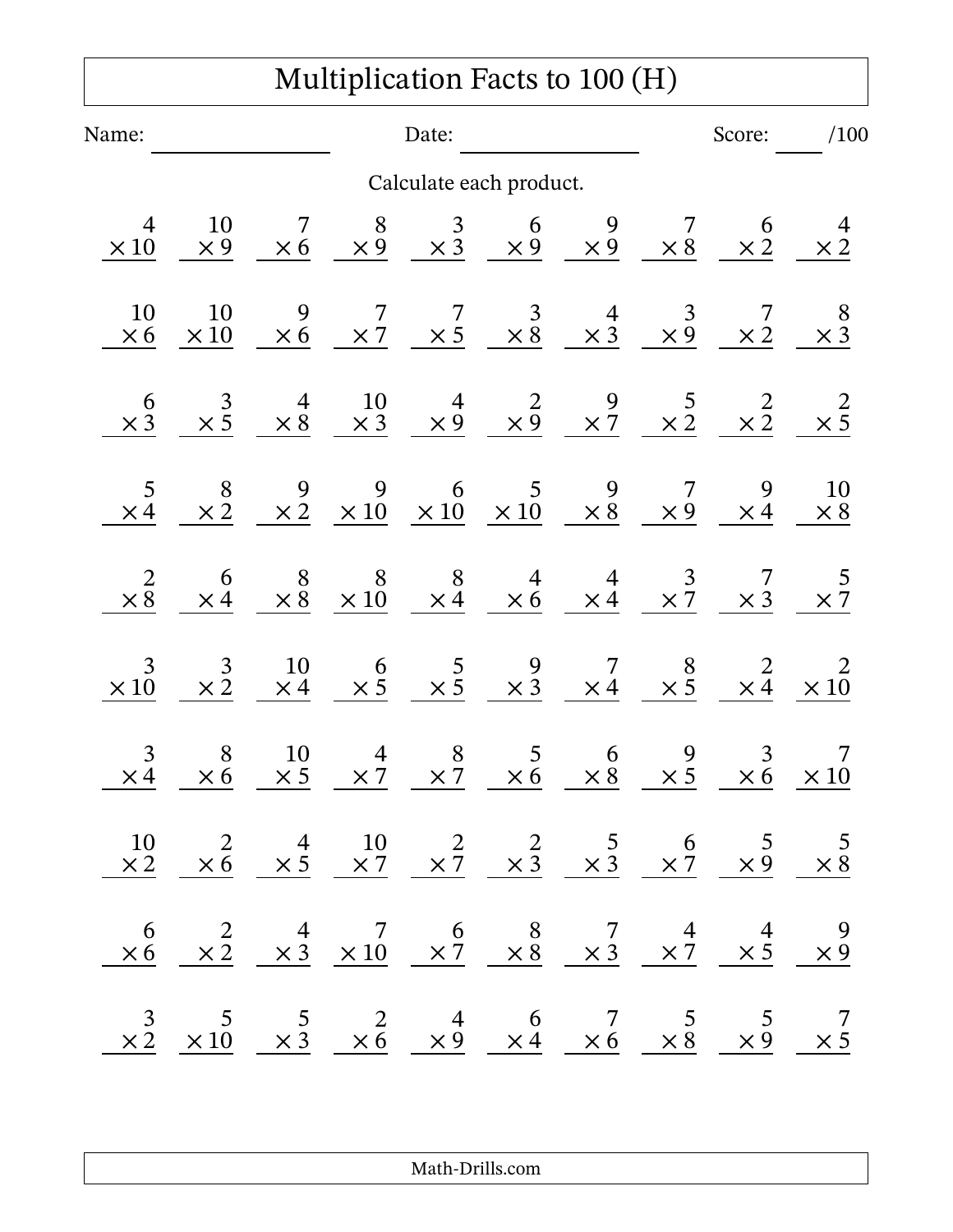# Multiplication Facts to 100 (H)

Name: ______________ Date: ______________ Score: ____ /100

Calculate each product.

| | | | | | | | | | |
|---|---|---|---|---|---|---|---|---|---|
| $4 \times 10$ | $10 \times 9$ | $7 \times 6$ | $8 \times 9$ | $3 \times 3$ | $6 \times 9$ | $9 \times 9$ | $7 \times 8$ | $6 \times 2$ | $4 \times 2$ |
| $10 \times 6$ | $10 \times 10$ | $9 \times 6$ | $7 \times 7$ | $7 \times 5$ | $3 \times 8$ | $4 \times 3$ | $3 \times 9$ | $7 \times 2$ | $8 \times 3$ |
| $6 \times 3$ | $3 \times 5$ | $4 \times 8$ | $10 \times 3$ | $4 \times 9$ | $2 \times 9$ | $9 \times 7$ | $5 \times 2$ | $2 \times 2$ | $2 \times 5$ |
| $5 \times 4$ | $8 \times 2$ | $9 \times 2$ | $9 \times 10$ | $6 \times 10$ | $5 \times 10$ | $9 \times 8$ | $7 \times 9$ | $9 \times 4$ | $10 \times 8$ |
| $2 \times 8$ | $6 \times 4$ | $8 \times 8$ | $8 \times 10$ | $8 \times 4$ | $4 \times 6$ | $4 \times 4$ | $3 \times 7$ | $7 \times 3$ | $5 \times 7$ |
| $3 \times 10$ | $3 \times 2$ | $10 \times 4$ | $6 \times 5$ | $5 \times 5$ | $9 \times 3$ | $7 \times 4$ | $8 \times 5$ | $2 \times 4$ | $2 \times 10$ |
| $3 \times 4$ | $8 \times 6$ | $10 \times 5$ | $4 \times 7$ | $8 \times 7$ | $5 \times 6$ | $6 \times 8$ | $9 \times 5$ | $3 \times 6$ | $7 \times 10$ |
| $10 \times 2$ | $2 \times 6$ | $4 \times 5$ | $10 \times 7$ | $2 \times 7$ | $2 \times 3$ | $5 \times 3$ | $6 \times 7$ | $5 \times 9$ | $5 \times 8$ |
| $6 \times 6$ | $2 \times 2$ | $4 \times 3$ | $7 \times 10$ | $6 \times 7$ | $8 \times 8$ | $7 \times 3$ | $4 \times 7$ | $4 \times 5$ | $9 \times 9$ |
| $3 \times 2$ | $5 \times 10$ | $5 \times 3$ | $2 \times 6$ | $4 \times 9$ | $6 \times 4$ | $7 \times 6$ | $5 \times 8$ | $5 \times 9$ | $7 \times 5$ |

Math-Drills.com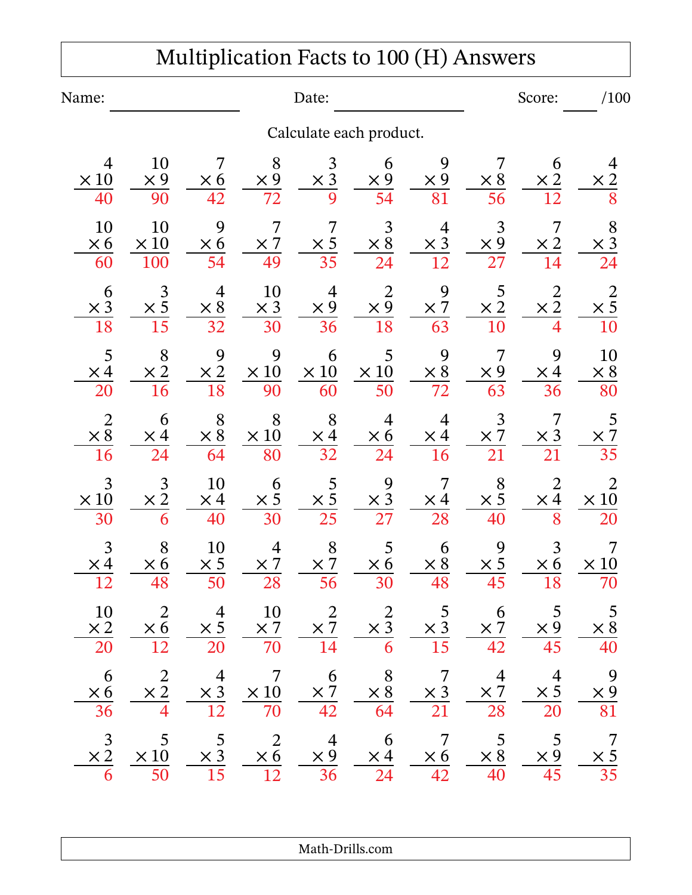# Multiplication Facts to 100 (H) Answers

Name: ________________ Date: ________________ Score: ____ /100

Calculate each product.

| | | | | | | | | | |
|---|---|---|---|---|---|---|---|---|---|
| $4 \times 10 = 40$ | $10 \times 9 = 90$ | $7 \times 6 = 42$ | $8 \times 9 = 72$ | $3 \times 3 = 9$ | $6 \times 9 = 54$ | $9 \times 9 = 81$ | $7 \times 8 = 56$ | $6 \times 2 = 12$ | $4 \times 2 = 8$ |
| $10 \times 6 = 60$ | $10 \times 10 = 100$ | $9 \times 6 = 54$ | $7 \times 7 = 49$ | $7 \times 5 = 35$ | $3 \times 8 = 24$ | $4 \times 3 = 12$ | $3 \times 9 = 27$ | $7 \times 2 = 14$ | $8 \times 3 = 24$ |
| $6 \times 3 = 18$ | $3 \times 5 = 15$ | $4 \times 8 = 32$ | $10 \times 3 = 30$ | $4 \times 9 = 36$ | $2 \times 9 = 18$ | $9 \times 7 = 63$ | $5 \times 2 = 10$ | $2 \times 2 = 4$ | $2 \times 5 = 10$ |
| $5 \times 4 = 20$ | $8 \times 2 = 16$ | $9 \times 2 = 18$ | $9 \times 10 = 90$ | $6 \times 10 = 60$ | $5 \times 10 = 50$ | $9 \times 8 = 72$ | $7 \times 9 = 63$ | $9 \times 4 = 36$ | $10 \times 8 = 80$ |
| $2 \times 8 = 16$ | $6 \times 4 = 24$ | $8 \times 8 = 64$ | $8 \times 10 = 80$ | $8 \times 4 = 32$ | $4 \times 6 = 24$ | $4 \times 4 = 16$ | $3 \times 7 = 21$ | $7 \times 3 = 21$ | $5 \times 7 = 35$ |
| $3 \times 10 = 30$ | $3 \times 2 = 6$ | $10 \times 4 = 40$ | $6 \times 5 = 30$ | $5 \times 5 = 25$ | $9 \times 3 = 27$ | $7 \times 4 = 28$ | $8 \times 5 = 40$ | $2 \times 4 = 8$ | $2 \times 10 = 20$ |
| $3 \times 4 = 12$ | $8 \times 6 = 48$ | $10 \times 5 = 50$ | $4 \times 7 = 28$ | $8 \times 7 = 56$ | $5 \times 6 = 30$ | $6 \times 8 = 48$ | $9 \times 5 = 45$ | $3 \times 6 = 18$ | $7 \times 10 = 70$ |
| $10 \times 2 = 20$ | $2 \times 6 = 12$ | $4 \times 5 = 20$ | $10 \times 7 = 70$ | $2 \times 7 = 14$ | $2 \times 3 = 6$ | $5 \times 3 = 15$ | $6 \times 7 = 42$ | $5 \times 9 = 45$ | $5 \times 8 = 40$ |
| $6 \times 6 = 36$ | $2 \times 2 = 4$ | $4 \times 3 = 12$ | $7 \times 10 = 70$ | $6 \times 7 = 42$ | $8 \times 8 = 64$ | $7 \times 3 = 21$ | $4 \times 7 = 28$ | $4 \times 5 = 20$ | $9 \times 9 = 81$ |
| $3 \times 2 = 6$ | $5 \times 10 = 50$ | $5 \times 3 = 15$ | $2 \times 6 = 12$ | $4 \times 9 = 36$ | $6 \times 4 = 24$ | $7 \times 6 = 42$ | $5 \times 8 = 40$ | $5 \times 9 = 45$ | $7 \times 5 = 35$ |

Math-Drills.com